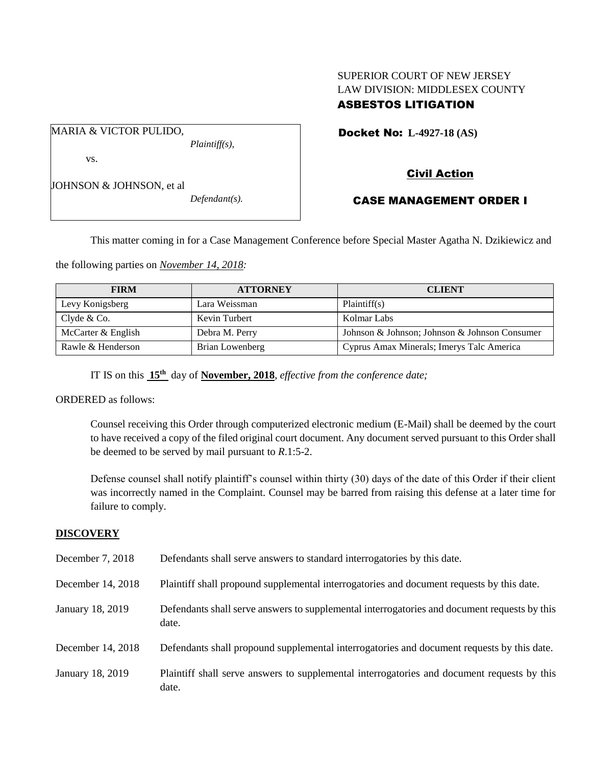SUPERIOR COURT OF NEW JERSEY
LAW DIVISION: MIDDLESEX COUNTY
**ASBESTOS LITIGATION**

MARIA & VICTOR PULIDO,
*Plaintiff(s),*

vs.

JOHNSON & JOHNSON, et al
*Defendant(s).*

**Docket No: L-4927-18 (AS)**

**Civil Action**

**CASE MANAGEMENT ORDER I**

This matter coming in for a Case Management Conference before Special Master Agatha N. Dzikiewicz and the following parties on *November 14, 2018:*

| FIRM | ATTORNEY | CLIENT |
|---|---|---|
| Levy Konigsberg | Lara Weissman | Plaintiff(s) |
| Clyde & Co. | Kevin Turbert | Kolmar Labs |
| McCarter & English | Debra M. Perry | Johnson & Johnson; Johnson & Johnson Consumer |
| Rawle & Henderson | Brian Lowenberg | Cyprus Amax Minerals; Imerys Talc America |

IT IS on this **15th** day of **November, 2018**, *effective from the conference date;*

ORDERED as follows:

Counsel receiving this Order through computerized electronic medium (E-Mail) shall be deemed by the court to have received a copy of the filed original court document. Any document served pursuant to this Order shall be deemed to be served by mail pursuant to *R*.1:5-2.

Defense counsel shall notify plaintiff's counsel within thirty (30) days of the date of this Order if their client was incorrectly named in the Complaint. Counsel may be barred from raising this defense at a later time for failure to comply.

## DISCOVERY

| | |
|---|---|
| December 7, 2018 | Defendants shall serve answers to standard interrogatories by this date. |
| December 14, 2018 | Plaintiff shall propound supplemental interrogatories and document requests by this date. |
| January 18, 2019 | Defendants shall serve answers to supplemental interrogatories and document requests by this date. |
| December 14, 2018 | Defendants shall propound supplemental interrogatories and document requests by this date. |
| January 18, 2019 | Plaintiff shall serve answers to supplemental interrogatories and document requests by this date. |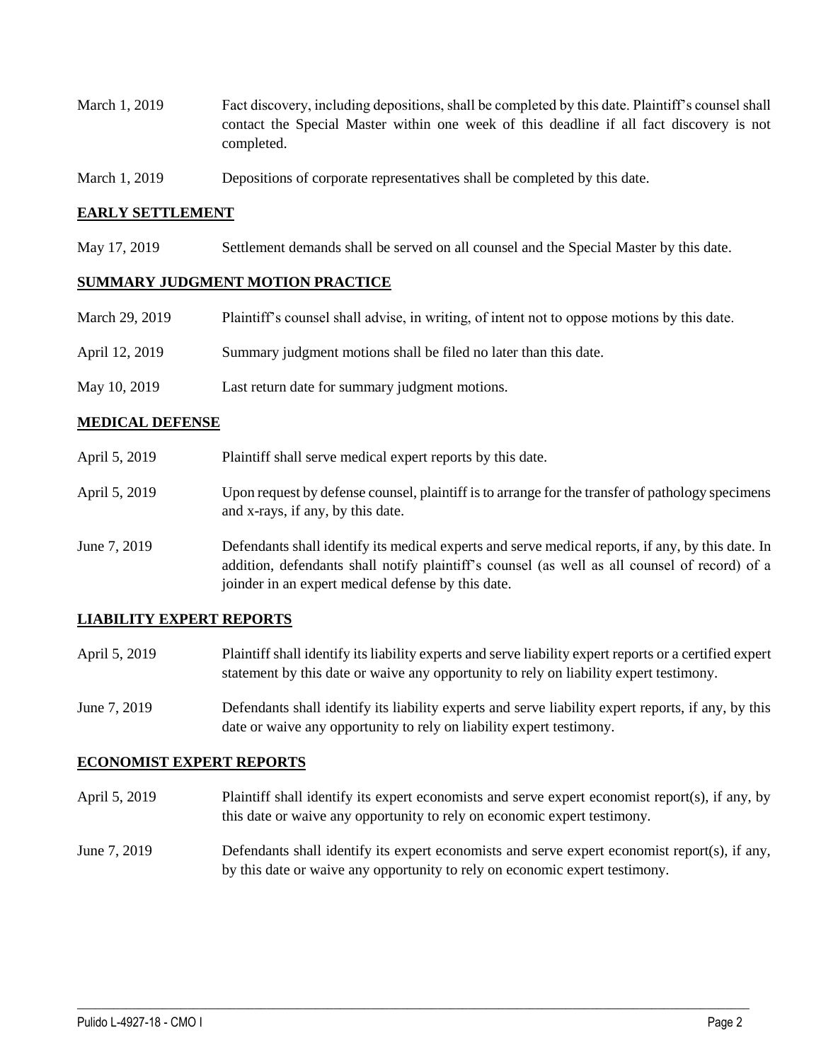| | |
|---|---|
| March 1, 2019 | Fact discovery, including depositions, shall be completed by this date. Plaintiff's counsel shall contact the Special Master within one week of this deadline if all fact discovery is not completed. |
| March 1, 2019 | Depositions of corporate representatives shall be completed by this date. |

**EARLY SETTLEMENT**

| | |
|---|---|
| May 17, 2019 | Settlement demands shall be served on all counsel and the Special Master by this date. |

**SUMMARY JUDGMENT MOTION PRACTICE**

| | |
|---|---|
| March 29, 2019 | Plaintiff's counsel shall advise, in writing, of intent not to oppose motions by this date. |
| April 12, 2019 | Summary judgment motions shall be filed no later than this date. |
| May 10, 2019 | Last return date for summary judgment motions. |

**MEDICAL DEFENSE**

| | |
|---|---|
| April 5, 2019 | Plaintiff shall serve medical expert reports by this date. |
| April 5, 2019 | Upon request by defense counsel, plaintiff is to arrange for the transfer of pathology specimens and x-rays, if any, by this date. |
| June 7, 2019 | Defendants shall identify its medical experts and serve medical reports, if any, by this date. In addition, defendants shall notify plaintiff's counsel (as well as all counsel of record) of a joinder in an expert medical defense by this date. |

**LIABILITY EXPERT REPORTS**

| | |
|---|---|
| April 5, 2019 | Plaintiff shall identify its liability experts and serve liability expert reports or a certified expert statement by this date or waive any opportunity to rely on liability expert testimony. |
| June 7, 2019 | Defendants shall identify its liability experts and serve liability expert reports, if any, by this date or waive any opportunity to rely on liability expert testimony. |

**ECONOMIST EXPERT REPORTS**

| | |
|---|---|
| April 5, 2019 | Plaintiff shall identify its expert economists and serve expert economist report(s), if any, by this date or waive any opportunity to rely on economic expert testimony. |
| June 7, 2019 | Defendants shall identify its expert economists and serve expert economist report(s), if any, by this date or waive any opportunity to rely on economic expert testimony. |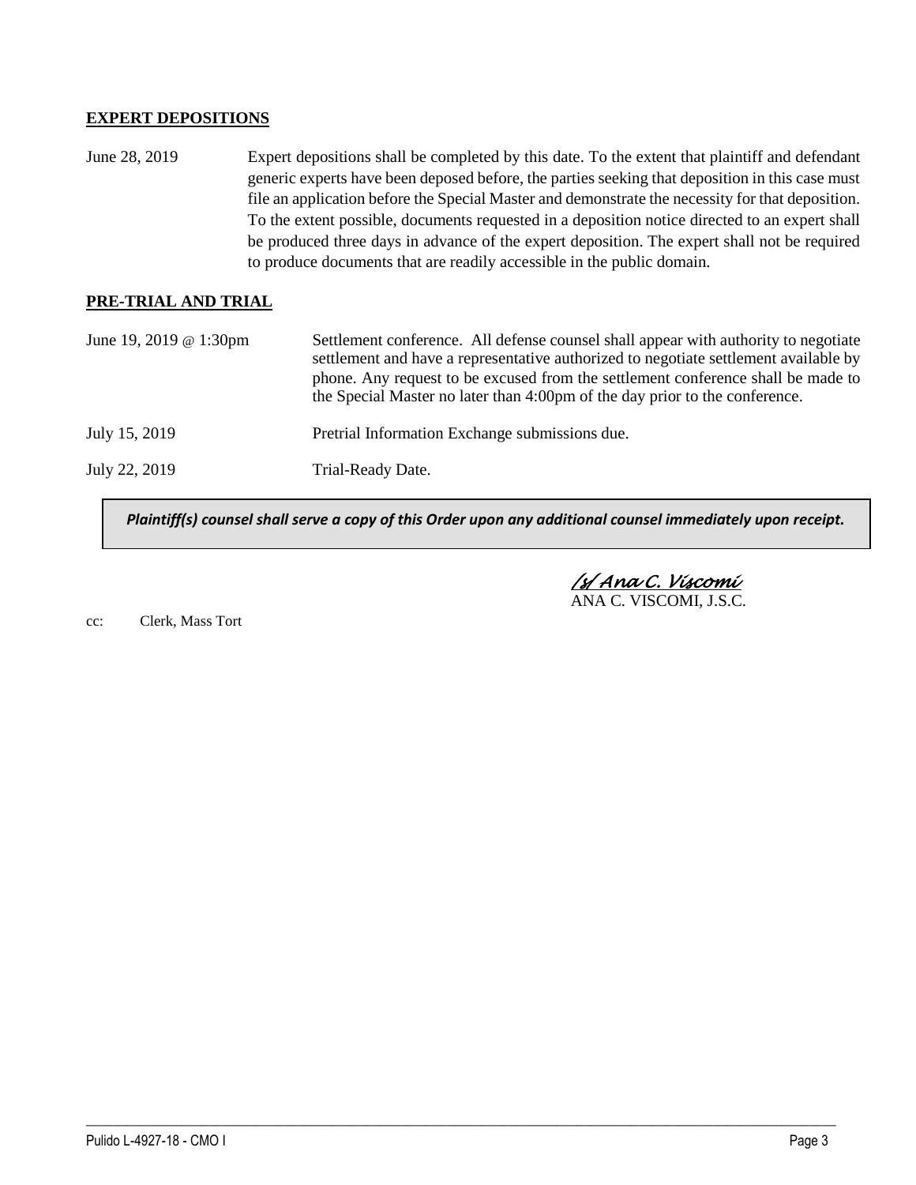**EXPERT DEPOSITIONS**

| | |
|---|---|
| June 28, 2019 | Expert depositions shall be completed by this date. To the extent that plaintiff and defendant generic experts have been deposed before, the parties seeking that deposition in this case must file an application before the Special Master and demonstrate the necessity for that deposition. To the extent possible, documents requested in a deposition notice directed to an expert shall be produced three days in advance of the expert deposition. The expert shall not be required to produce documents that are readily accessible in the public domain. |

**PRE-TRIAL AND TRIAL**

| | |
|---|---|
| June 19, 2019 @ 1:30pm | Settlement conference. All defense counsel shall appear with authority to negotiate settlement and have a representative authorized to negotiate settlement available by phone. Any request to be excused from the settlement conference shall be made to the Special Master no later than 4:00pm of the day prior to the conference. |
| July 15, 2019 | Pretrial Information Exchange submissions due. |
| July 22, 2019 | Trial-Ready Date. |

***Plaintiff(s) counsel shall serve a copy of this Order upon any additional counsel immediately upon receipt.***

/s/ Ana C. Viscomi
ANA C. VISCOMI, J.S.C.

cc: Clerk, Mass Tort